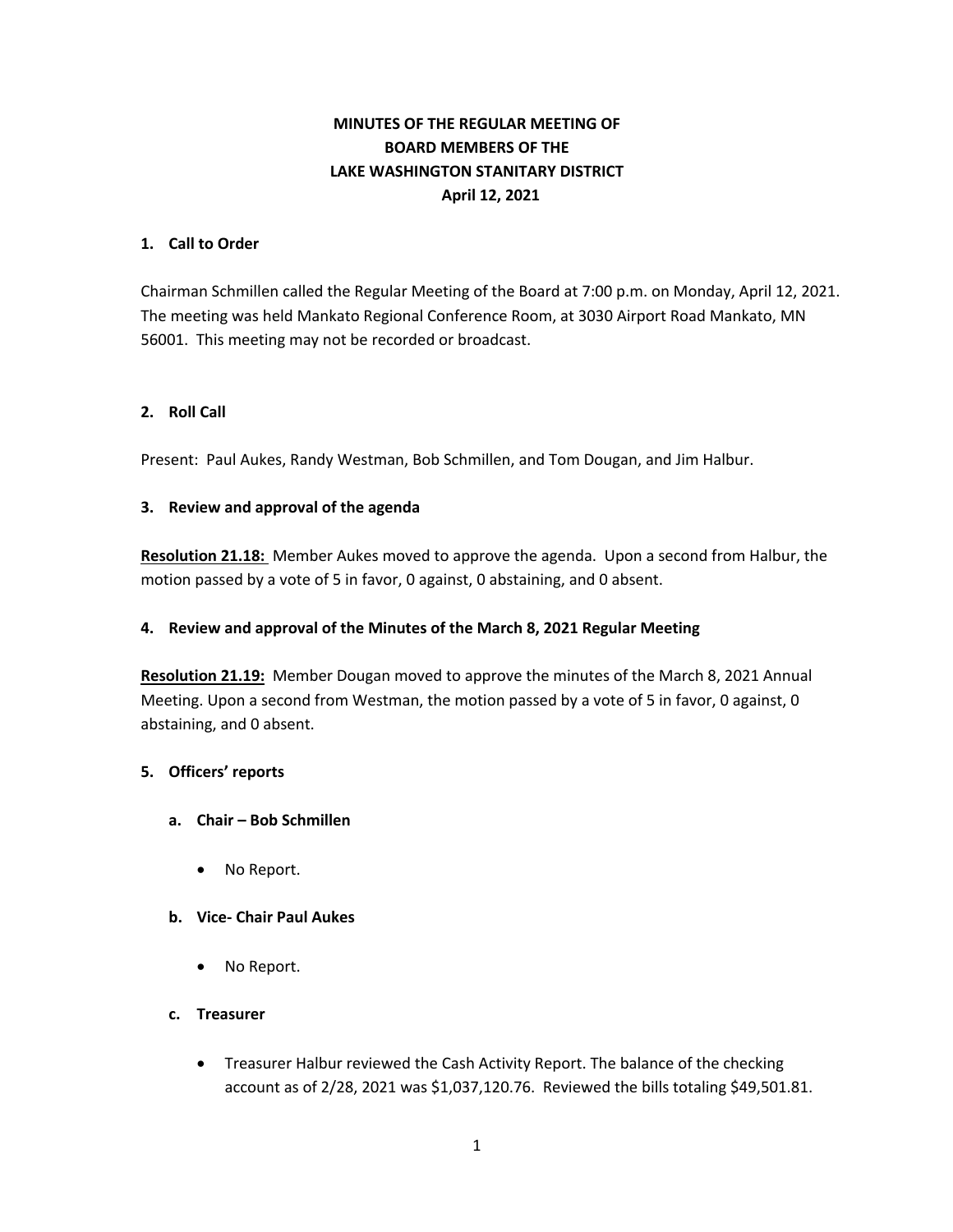# MINUTES OF THE REGULAR MEETING OF BOARD MEMBERS OF THE LAKE WASHINGTON STANITARY DISTRICT April 12, 2021

## 1. Call to Order

Chairman Schmillen called the Regular Meeting of the Board at 7:00 p.m. on Monday, April 12, 2021. The meeting was held Mankato Regional Conference Room, at 3030 Airport Road Mankato, MN 56001. This meeting may not be recorded or broadcast.

## 2. Roll Call

Present: Paul Aukes, Randy Westman, Bob Schmillen, and Tom Dougan, and Jim Halbur.

## 3. Review and approval of the agenda

**Resolution 21.18:** Member Aukes moved to approve the agenda. Upon a second from Halbur, the motion passed by a vote of 5 in favor, 0 against, 0 abstaining, and 0 absent.

## 4. Review and approval of the Minutes of the March 8, 2021 Regular Meeting

**Resolution 21.19:** Member Dougan moved to approve the minutes of the March 8, 2021 Annual Meeting. Upon a second from Westman, the motion passed by a vote of 5 in favor, 0 against, 0 abstaining, and 0 absent.

## 5. Officers' reports

### a. Chair – Bob Schmillen

- No Report.

### b. Vice- Chair Paul Aukes

- No Report.

### c. Treasurer

- Treasurer Halbur reviewed the Cash Activity Report. The balance of the checking account as of 2/28, 2021 was $1,037,120.76. Reviewed the bills totaling $49,501.81.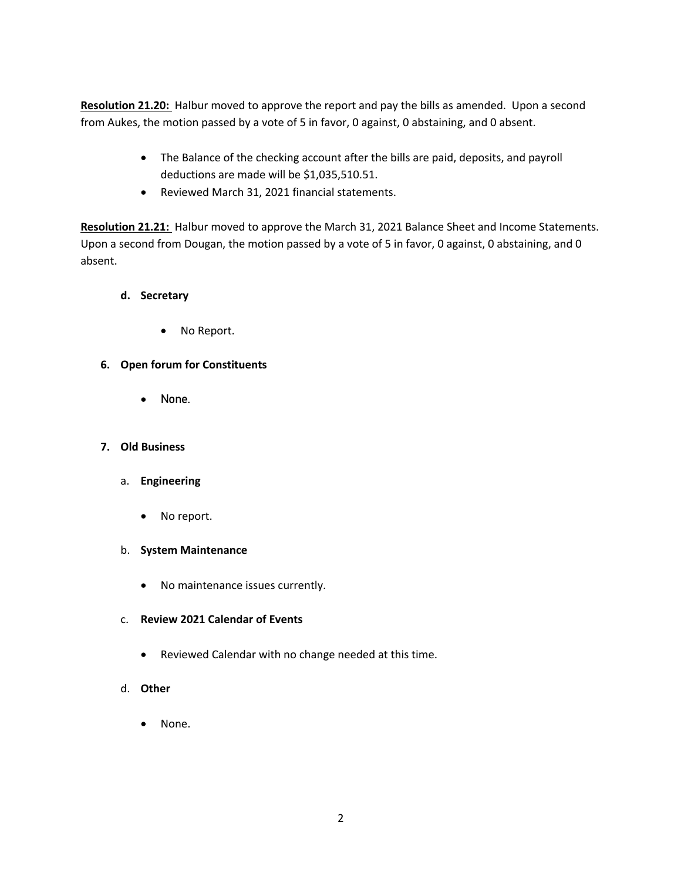**<u>Resolution 21.20:</u>** Halbur moved to approve the report and pay the bills as amended. Upon a second from Aukes, the motion passed by a vote of 5 in favor, 0 against, 0 abstaining, and 0 absent.

- The Balance of the checking account after the bills are paid, deposits, and payroll deductions are made will be $1,035,510.51.
- Reviewed March 31, 2021 financial statements.

**<u>Resolution 21.21:</u>** Halbur moved to approve the March 31, 2021 Balance Sheet and Income Statements. Upon a second from Dougan, the motion passed by a vote of 5 in favor, 0 against, 0 abstaining, and 0 absent.

**d. Secretary**

- No Report.

**6. Open forum for Constituents**

- None.

**7. Old Business**

a. **Engineering**

- No report.

b. **System Maintenance**

- No maintenance issues currently.

c. **Review 2021 Calendar of Events**

- Reviewed Calendar with no change needed at this time.

d. **Other**

- None.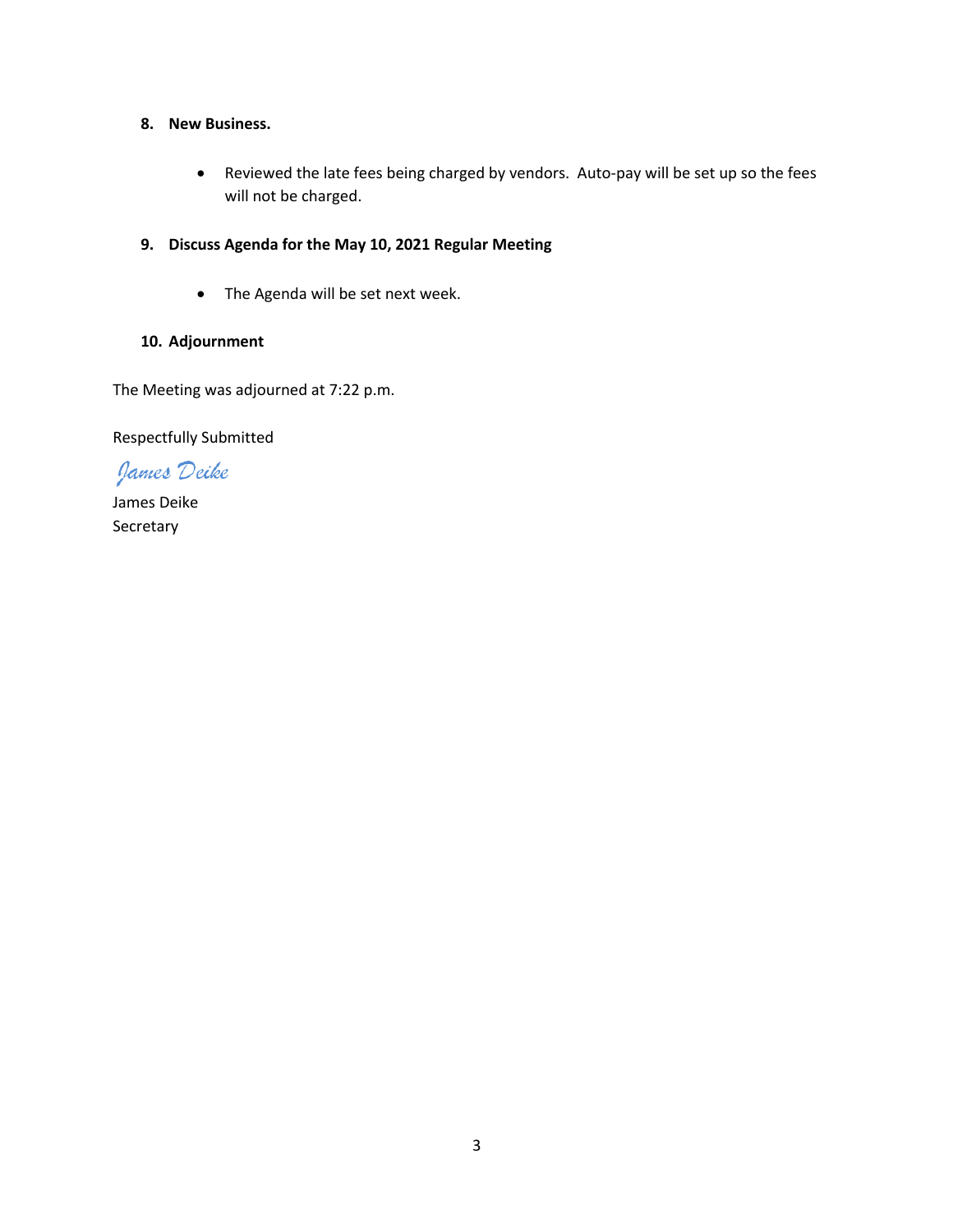**8. New Business.**

- Reviewed the late fees being charged by vendors. Auto-pay will be set up so the fees will not be charged.

**9. Discuss Agenda for the May 10, 2021 Regular Meeting**

- The Agenda will be set next week.

**10. Adjournment**

The Meeting was adjourned at 7:22 p.m.

Respectfully Submitted

*James Deike*

James Deike
Secretary